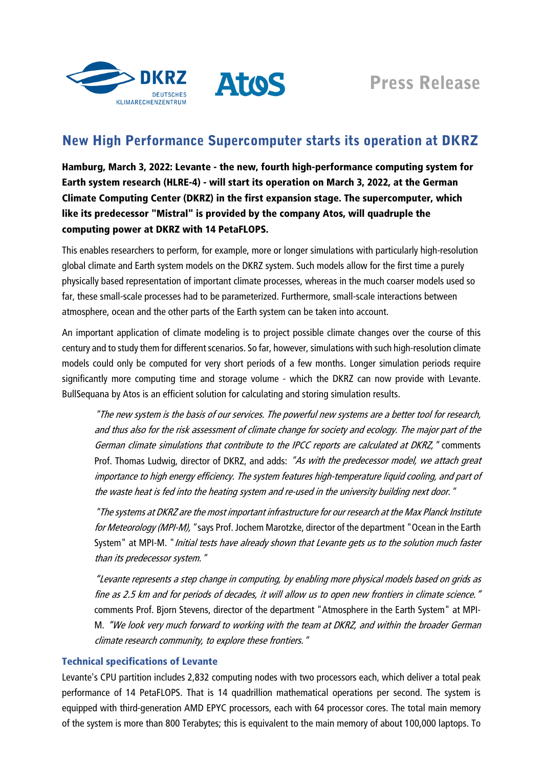Press Release

# New High Performance Supercomputer starts its operation at DKRZ

**Hamburg, March 3, 2022: Levante - the new, fourth high-performance computing system for Earth system research (HLRE-4) - will start its operation on March 3, 2022, at the German Climate Computing Center (DKRZ) in the first expansion stage. The supercomputer, which like its predecessor "Mistral" is provided by the company Atos, will quadruple the computing power at DKRZ with 14 PetaFLOPS.**

This enables researchers to perform, for example, more or longer simulations with particularly high-resolution global climate and Earth system models on the DKRZ system. Such models allow for the first time a purely physically based representation of important climate processes, whereas in the much coarser models used so far, these small-scale processes had to be parameterized. Furthermore, small-scale interactions between atmosphere, ocean and the other parts of the Earth system can be taken into account.

An important application of climate modeling is to project possible climate changes over the course of this century and to study them for different scenarios. So far, however, simulations with such high-resolution climate models could only be computed for very short periods of a few months. Longer simulation periods require significantly more computing time and storage volume - which the DKRZ can now provide with Levante. BullSequana by Atos is an efficient solution for calculating and storing simulation results.

> *"The new system is the basis of our services. The powerful new systems are a better tool for research, and thus also for the risk assessment of climate change for society and ecology. The major part of the German climate simulations that contribute to the IPCC reports are calculated at DKRZ,"* comments Prof. Thomas Ludwig, director of DKRZ, and adds: *"As with the predecessor model, we attach great importance to high energy efficiency. The system features high-temperature liquid cooling, and part of the waste heat is fed into the heating system and re-used in the university building next door."*
>
> *"The systems at DKRZ are the most important infrastructure for our research at the Max Planck Institute for Meteorology (MPI-M),"* says Prof. Jochem Marotzke, director of the department "Ocean in the Earth System" at MPI-M. *"Initial tests have already shown that Levante gets us to the solution much faster than its predecessor system."*
>
> *"Levante represents a step change in computing, by enabling more physical models based on grids as fine as 2.5 km and for periods of decades, it will allow us to open new frontiers in climate science."* comments Prof. Bjorn Stevens, director of the department "Atmosphere in the Earth System" at MPI-M. *"We look very much forward to working with the team at DKRZ, and within the broader German climate research community, to explore these frontiers."*

### Technical specifications of Levante

Levante's CPU partition includes 2,832 computing nodes with two processors each, which deliver a total peak performance of 14 PetaFLOPS. That is 14 quadrillion mathematical operations per second. The system is equipped with third-generation AMD EPYC processors, each with 64 processor cores. The total main memory of the system is more than 800 Terabytes; this is equivalent to the main memory of about 100,000 laptops. To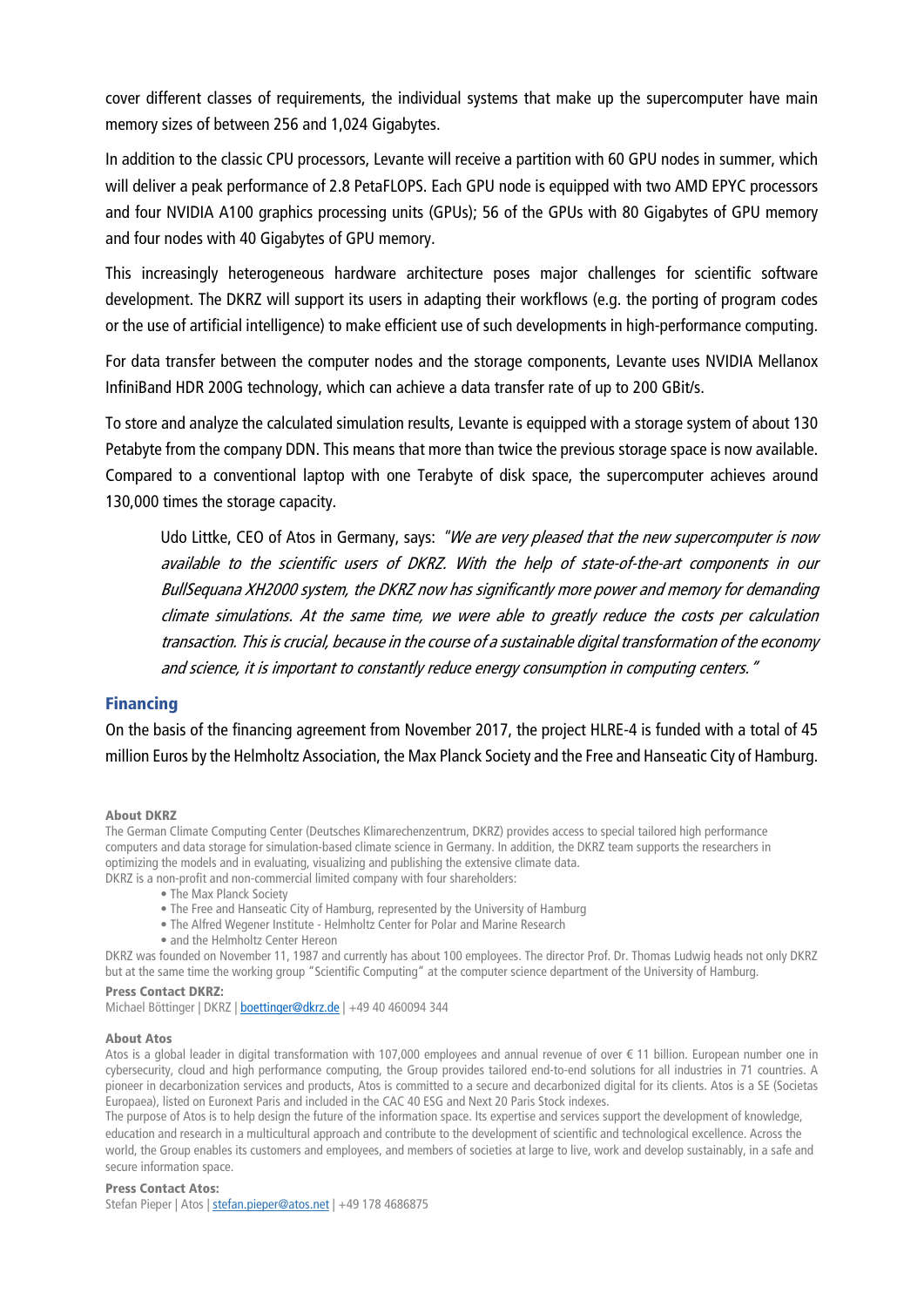cover different classes of requirements, the individual systems that make up the supercomputer have main memory sizes of between 256 and 1,024 Gigabytes.

In addition to the classic CPU processors, Levante will receive a partition with 60 GPU nodes in summer, which will deliver a peak performance of 2.8 PetaFLOPS. Each GPU node is equipped with two AMD EPYC processors and four NVIDIA A100 graphics processing units (GPUs); 56 of the GPUs with 80 Gigabytes of GPU memory and four nodes with 40 Gigabytes of GPU memory.

This increasingly heterogeneous hardware architecture poses major challenges for scientific software development. The DKRZ will support its users in adapting their workflows (e.g. the porting of program codes or the use of artificial intelligence) to make efficient use of such developments in high-performance computing.

For data transfer between the computer nodes and the storage components, Levante uses NVIDIA Mellanox InfiniBand HDR 200G technology, which can achieve a data transfer rate of up to 200 GBit/s.

To store and analyze the calculated simulation results, Levante is equipped with a storage system of about 130 Petabyte from the company DDN. This means that more than twice the previous storage space is now available. Compared to a conventional laptop with one Terabyte of disk space, the supercomputer achieves around 130,000 times the storage capacity.

> Udo Littke, CEO of Atos in Germany, says: *"We are very pleased that the new supercomputer is now available to the scientific users of DKRZ. With the help of state-of-the-art components in our BullSequana XH2000 system, the DKRZ now has significantly more power and memory for demanding climate simulations. At the same time, we were able to greatly reduce the costs per calculation transaction. This is crucial, because in the course of a sustainable digital transformation of the economy and science, it is important to constantly reduce energy consumption in computing centers."*

## Financing

On the basis of the financing agreement from November 2017, the project HLRE-4 is funded with a total of 45 million Euros by the Helmholtz Association, the Max Planck Society and the Free and Hanseatic City of Hamburg.

**About DKRZ**

The German Climate Computing Center (Deutsches Klimarechenzentrum, DKRZ) provides access to special tailored high performance computers and data storage for simulation-based climate science in Germany. In addition, the DKRZ team supports the researchers in optimizing the models and in evaluating, visualizing and publishing the extensive climate data.
DKRZ is a non-profit and non-commercial limited company with four shareholders:

- The Max Planck Society
- The Free and Hanseatic City of Hamburg, represented by the University of Hamburg
- The Alfred Wegener Institute - Helmholtz Center for Polar and Marine Research
- and the Helmholtz Center Hereon

DKRZ was founded on November 11, 1987 and currently has about 100 employees. The director Prof. Dr. Thomas Ludwig heads not only DKRZ but at the same time the working group "Scientific Computing" at the computer science department of the University of Hamburg.

**Press Contact DKRZ:**
Michael Böttinger | DKRZ | boettinger@dkrz.de | +49 40 460094 344

**About Atos**

Atos is a global leader in digital transformation with 107,000 employees and annual revenue of over € 11 billion. European number one in cybersecurity, cloud and high performance computing, the Group provides tailored end-to-end solutions for all industries in 71 countries. A pioneer in decarbonization services and products, Atos is committed to a secure and decarbonized digital for its clients. Atos is a SE (Societas Europaea), listed on Euronext Paris and included in the CAC 40 ESG and Next 20 Paris Stock indexes.
The purpose of Atos is to help design the future of the information space. Its expertise and services support the development of knowledge, education and research in a multicultural approach and contribute to the development of scientific and technological excellence. Across the world, the Group enables its customers and employees, and members of societies at large to live, work and develop sustainably, in a safe and secure information space.

**Press Contact Atos:**
Stefan Pieper | Atos | stefan.pieper@atos.net | +49 178 4686875